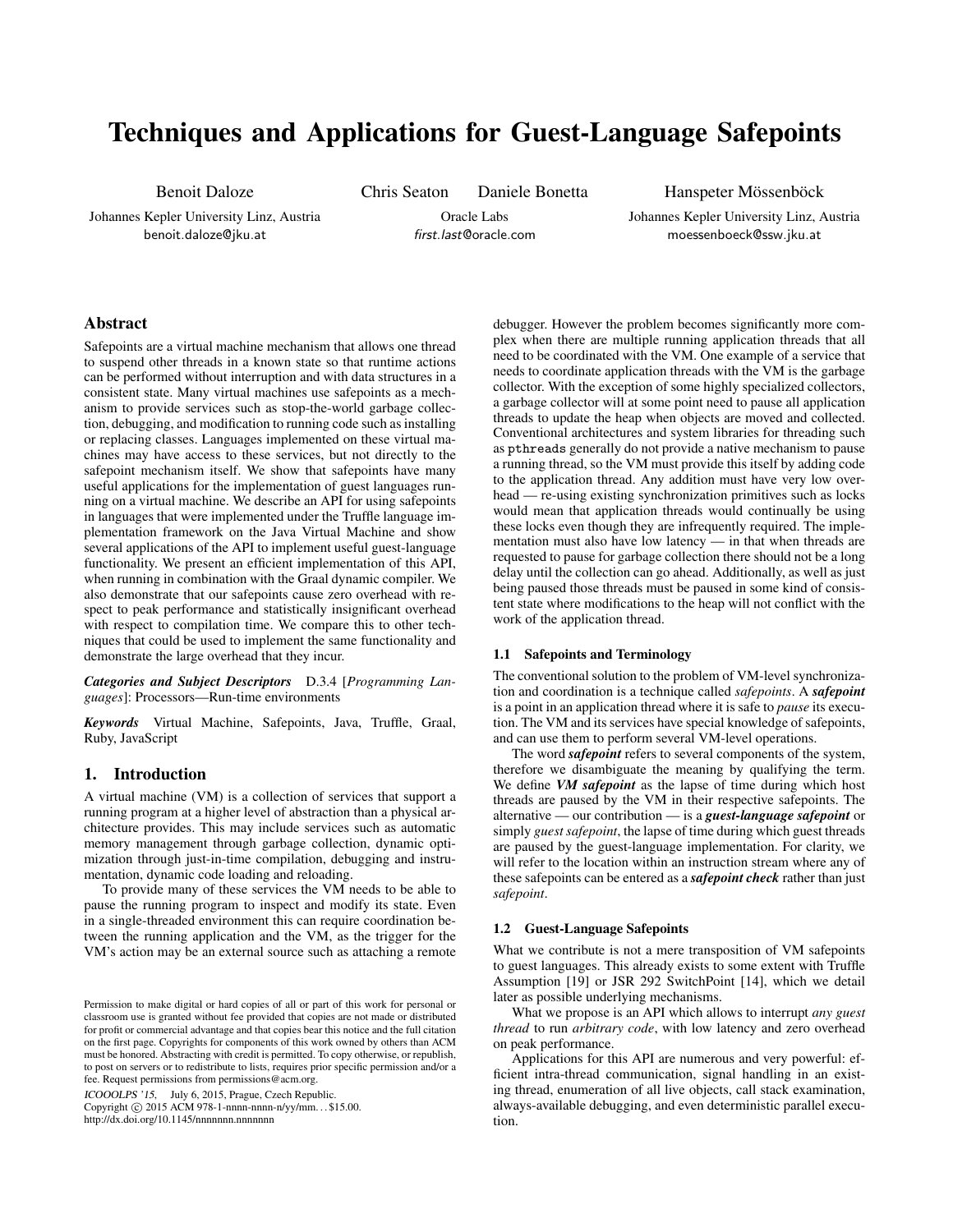# Techniques and Applications for Guest-Language Safepoints

Benoit Daloze
Johannes Kepler University Linz, Austria
benoit.daloze@jku.at

Chris Seaton  Daniele Bonetta
Oracle Labs
*first.last*@oracle.com

Hanspeter Mössenböck
Johannes Kepler University Linz, Austria
moessenboeck@ssw.jku.at

## Abstract

Safepoints are a virtual machine mechanism that allows one thread to suspend other threads in a known state so that runtime actions can be performed without interruption and with data structures in a consistent state. Many virtual machines use safepoints as a mechanism to provide services such as stop-the-world garbage collection, debugging, and modification to running code such as installing or replacing classes. Languages implemented on these virtual machines may have access to these services, but not directly to the safepoint mechanism itself. We show that safepoints have many useful applications for the implementation of guest languages running on a virtual machine. We describe an API for using safepoints in languages that were implemented under the Truffle language implementation framework on the Java Virtual Machine and show several applications of the API to implement useful guest-language functionality. We present an efficient implementation of this API, when running in combination with the Graal dynamic compiler. We also demonstrate that our safepoints cause zero overhead with respect to peak performance and statistically insignificant overhead with respect to compilation time. We compare this to other techniques that could be used to implement the same functionality and demonstrate the large overhead that they incur.

***Categories and Subject Descriptors*** D.3.4 [*Programming Languages*]: Processors—Run-time environments

***Keywords*** Virtual Machine, Safepoints, Java, Truffle, Graal, Ruby, JavaScript

## 1. Introduction

A virtual machine (VM) is a collection of services that support a running program at a higher level of abstraction than a physical architecture provides. This may include services such as automatic memory management through garbage collection, dynamic optimization through just-in-time compilation, debugging and instrumentation, dynamic code loading and reloading.

To provide many of these services the VM needs to be able to pause the running program to inspect and modify its state. Even in a single-threaded environment this can require coordination between the running application and the VM, as the trigger for the VM's action may be an external source such as attaching a remote debugger. However the problem becomes significantly more complex when there are multiple running application threads that all need to be coordinated with the VM. One example of a service that needs to coordinate application threads with the VM is the garbage collector. With the exception of some highly specialized collectors, a garbage collector will at some point need to pause all application threads to update the heap when objects are moved and collected. Conventional architectures and system libraries for threading such as `pthreads` generally do not provide a native mechanism to pause a running thread, so the VM must provide this itself by adding code to the application thread. Any addition must have very low overhead — re-using existing synchronization primitives such as locks would mean that application threads would continually be using these locks even though they are infrequently required. The implementation must also have low latency — in that when threads are requested to pause for garbage collection there should not be a long delay until the collection can go ahead. Additionally, as well as just being paused those threads must be paused in some kind of consistent state where modifications to the heap will not conflict with the work of the application thread.

### 1.1 Safepoints and Terminology

The conventional solution to the problem of VM-level synchronization and coordination is a technique called *safepoints*. A ***safepoint*** is a point in an application thread where it is safe to *pause* its execution. The VM and its services have special knowledge of safepoints, and can use them to perform several VM-level operations.

The word ***safepoint*** refers to several components of the system, therefore we disambiguate the meaning by qualifying the term. We define ***VM safepoint*** as the lapse of time during which host threads are paused by the VM in their respective safepoints. The alternative — our contribution — is a ***guest-language safepoint*** or simply *guest safepoint*, the lapse of time during which guest threads are paused by the guest-language implementation. For clarity, we will refer to the location within an instruction stream where any of these safepoints can be entered as a ***safepoint check*** rather than just *safepoint*.

### 1.2 Guest-Language Safepoints

What we contribute is not a mere transposition of VM safepoints to guest languages. This already exists to some extent with Truffle Assumption [19] or JSR 292 SwitchPoint [14], which we detail later as possible underlying mechanisms.

What we propose is an API which allows to interrupt *any guest thread* to run *arbitrary code*, with low latency and zero overhead on peak performance.

Applications for this API are numerous and very powerful: efficient intra-thread communication, signal handling in an existing thread, enumeration of all live objects, call stack examination, always-available debugging, and even deterministic parallel execution.

Permission to make digital or hard copies of all or part of this work for personal or classroom use is granted without fee provided that copies are not made or distributed for profit or commercial advantage and that copies bear this notice and the full citation on the first page. Copyrights for components of this work owned by others than ACM must be honored. Abstracting with credit is permitted. To copy otherwise, or republish, to post on servers or to redistribute to lists, requires prior specific permission and/or a fee. Request permissions from permissions@acm.org.

*ICOOOLPS '15*, July 6, 2015, Prague, Czech Republic.
Copyright © 2015 ACM 978-1-nnnn-nnnn-n/yy/mm. . . $15.00.
http://dx.doi.org/10.1145/nnnnnnn.nnnnnnn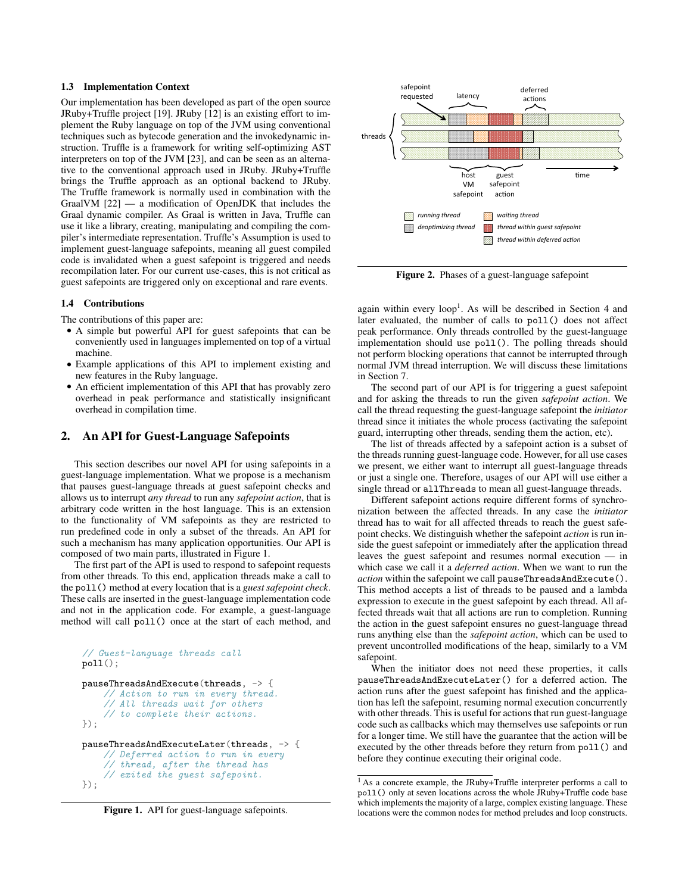### 1.3 Implementation Context

Our implementation has been developed as part of the open source JRuby+Truffle project [19]. JRuby [12] is an existing effort to implement the Ruby language on top of the JVM using conventional techniques such as bytecode generation and the invokedynamic instruction. Truffle is a framework for writing self-optimizing AST interpreters on top of the JVM [23], and can be seen as an alternative to the conventional approach used in JRuby. JRuby+Truffle brings the Truffle approach as an optional backend to JRuby. The Truffle framework is normally used in combination with the GraalVM [22] — a modification of OpenJDK that includes the Graal dynamic compiler. As Graal is written in Java, Truffle can use it like a library, creating, manipulating and compiling the compiler's intermediate representation. Truffle's Assumption is used to implement guest-language safepoints, meaning all guest compiled code is invalidated when a guest safepoint is triggered and needs recompilation later. For our current use-cases, this is not critical as guest safepoints are triggered only on exceptional and rare events.

### 1.4 Contributions

The contributions of this paper are:

- A simple but powerful API for guest safepoints that can be conveniently used in languages implemented on top of a virtual machine.
- Example applications of this API to implement existing and new features in the Ruby language.
- An efficient implementation of this API that has provably zero overhead in peak performance and statistically insignificant overhead in compilation time.

## 2. An API for Guest-Language Safepoints

This section describes our novel API for using safepoints in a guest-language implementation. What we propose is a mechanism that pauses guest-language threads at guest safepoint checks and allows us to interrupt *any thread* to run any *safepoint action*, that is arbitrary code written in the host language. This is an extension to the functionality of VM safepoints as they are restricted to run predefined code in only a subset of the threads. An API for such a mechanism has many application opportunities. Our API is composed of two main parts, illustrated in Figure 1.

The first part of the API is used to respond to safepoint requests from other threads. To this end, application threads make a call to the `poll()` method at every location that is a *guest safepoint check*. These calls are inserted in the guest-language implementation code and not in the application code. For example, a guest-language method will call `poll()` once at the start of each method, and

```
// Guest-language threads call
poll();

pauseThreadsAndExecute(threads, -> {
    // Action to run in every thread.
    // All threads wait for others
    // to complete their actions.
});

pauseThreadsAndExecuteLater(threads, -> {
    // Deferred action to run in every
    // thread, after the thread has
    // exited the guest safepoint.
});
```

**Figure 1.** API for guest-language safepoints.

safepoint
requested
latency
deferred
actions
threads
host
VM
safepoint
guest
safepoint
action
time
running thread
deoptimizing thread
waiting thread
thread within guest safepoint
thread within deferred action

**Figure 2.** Phases of a guest-language safepoint

again within every loop[1]. As will be described in Section 4 and later evaluated, the number of calls to `poll()` does not affect peak performance. Only threads controlled by the guest-language implementation should use `poll()`. The polling threads should not perform blocking operations that cannot be interrupted through normal JVM thread interruption. We will discuss these limitations in Section 7.

The second part of our API is for triggering a guest safepoint and for asking the threads to run the given *safepoint action*. We call the thread requesting the guest-language safepoint the *initiator* thread since it initiates the whole process (activating the safepoint guard, interrupting other threads, sending them the action, etc).

The list of threads affected by a safepoint action is a subset of the threads running guest-language code. However, for all use cases we present, we either want to interrupt all guest-language threads or just a single one. Therefore, usages of our API will use either a single thread or `allThreads` to mean all guest-language threads.

Different safepoint actions require different forms of synchronization between the affected threads. In any case the *initiator* thread has to wait for all affected threads to reach the guest safepoint checks. We distinguish whether the safepoint *action* is run inside the guest safepoint or immediately after the application thread leaves the guest safepoint and resumes normal execution — in which case we call it a *deferred action*. When we want to run the *action* within the safepoint we call `pauseThreadsAndExecute()`. This method accepts a list of threads to be paused and a lambda expression to execute in the guest safepoint by each thread. All affected threads wait that all actions are run to completion. Running the action in the guest safepoint ensures no guest-language thread runs anything else than the *safepoint action*, which can be used to prevent uncontrolled modifications of the heap, similarly to a VM safepoint.

When the initiator does not need these properties, it calls `pauseThreadsAndExecuteLater()` for a deferred action. The action runs after the guest safepoint has finished and the application has left the safepoint, resuming normal execution concurrently with other threads. This is useful for actions that run guest-language code such as callbacks which may themselves use safepoints or run for a longer time. We still have the guarantee that the action will be executed by the other threads before they return from `poll()` and before they continue executing their original code.

[1] As a concrete example, the JRuby+Truffle interpreter performs a call to `poll()` only at seven locations across the whole JRuby+Truffle code base which implements the majority of a large, complex existing language. These locations were the common nodes for method preludes and loop constructs.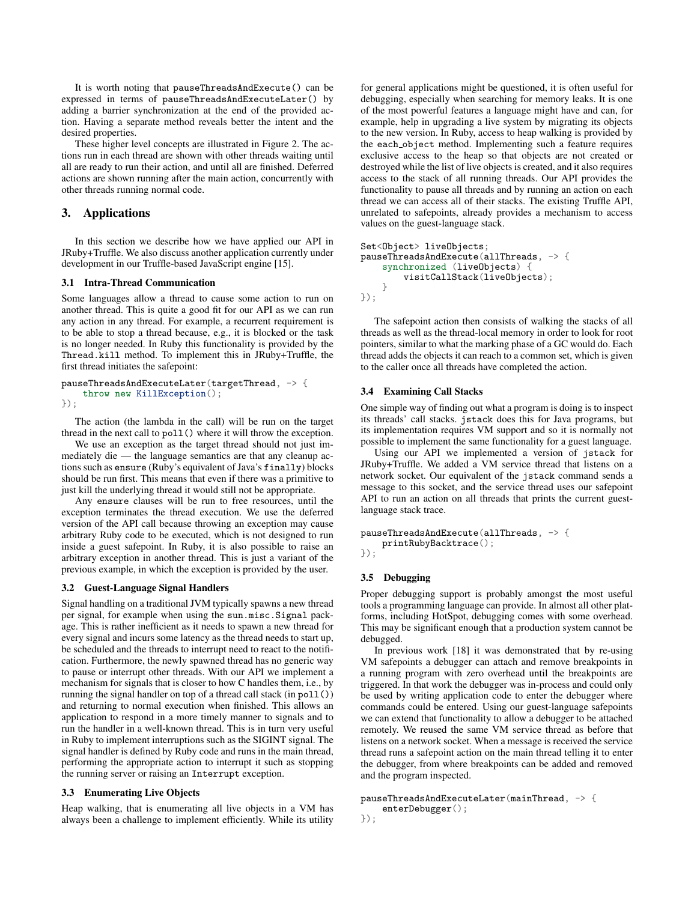It is worth noting that pauseThreadsAndExecute() can be expressed in terms of pauseThreadsAndExecuteLater() by adding a barrier synchronization at the end of the provided action. Having a separate method reveals better the intent and the desired properties.

These higher level concepts are illustrated in Figure 2. The actions run in each thread are shown with other threads waiting until all are ready to run their action, and until all are finished. Deferred actions are shown running after the main action, concurrently with other threads running normal code.

## 3. Applications

In this section we describe how we have applied our API in JRuby+Truffle. We also discuss another application currently under development in our Truffle-based JavaScript engine [15].

### 3.1 Intra-Thread Communication

Some languages allow a thread to cause some action to run on another thread. This is quite a good fit for our API as we can run any action in any thread. For example, a recurrent requirement is to be able to stop a thread because, e.g., it is blocked or the task is no longer needed. In Ruby this functionality is provided by the Thread.kill method. To implement this in JRuby+Truffle, the first thread initiates the safepoint:

```
pauseThreadsAndExecuteLater(targetThread, -> {
    throw new KillException();
});
```

The action (the lambda in the call) will be run on the target thread in the next call to poll() where it will throw the exception.

We use an exception as the target thread should not just immediately die — the language semantics are that any cleanup actions such as ensure (Ruby's equivalent of Java's finally) blocks should be run first. This means that even if there was a primitive to just kill the underlying thread it would still not be appropriate.

Any ensure clauses will be run to free resources, until the exception terminates the thread execution. We use the deferred version of the API call because throwing an exception may cause arbitrary Ruby code to be executed, which is not designed to run inside a guest safepoint. In Ruby, it is also possible to raise an arbitrary exception in another thread. This is just a variant of the previous example, in which the exception is provided by the user.

### 3.2 Guest-Language Signal Handlers

Signal handling on a traditional JVM typically spawns a new thread per signal, for example when using the sun.misc.Signal package. This is rather inefficient as it needs to spawn a new thread for every signal and incurs some latency as the thread needs to start up, be scheduled and the threads to interrupt need to react to the notification. Furthermore, the newly spawned thread has no generic way to pause or interrupt other threads. With our API we implement a mechanism for signals that is closer to how C handles them, i.e., by running the signal handler on top of a thread call stack (in poll()) and returning to normal execution when finished. This allows an application to respond in a more timely manner to signals and to run the handler in a well-known thread. This is in turn very useful in Ruby to implement interruptions such as the SIGINT signal. The signal handler is defined by Ruby code and runs in the main thread, performing the appropriate action to interrupt it such as stopping the running server or raising an Interrupt exception.

### 3.3 Enumerating Live Objects

Heap walking, that is enumerating all live objects in a VM has always been a challenge to implement efficiently. While its utility for general applications might be questioned, it is often useful for debugging, especially when searching for memory leaks. It is one of the most powerful features a language might have and can, for example, help in upgrading a live system by migrating its objects to the new version. In Ruby, access to heap walking is provided by the each_object method. Implementing such a feature requires exclusive access to the heap so that objects are not created or destroyed while the list of live objects is created, and it also requires access to the stack of all running threads. Our API provides the functionality to pause all threads and by running an action on each thread we can access all of their stacks. The existing Truffle API, unrelated to safepoints, already provides a mechanism to access values on the guest-language stack.

```
Set<Object> liveObjects;
pauseThreadsAndExecute(allThreads, -> {
    synchronized (liveObjects) {
        visitCallStack(liveObjects);
    }
});
```

The safepoint action then consists of walking the stacks of all threads as well as the thread-local memory in order to look for root pointers, similar to what the marking phase of a GC would do. Each thread adds the objects it can reach to a common set, which is given to the caller once all threads have completed the action.

### 3.4 Examining Call Stacks

One simple way of finding out what a program is doing is to inspect its threads' call stacks. jstack does this for Java programs, but its implementation requires VM support and so it is normally not possible to implement the same functionality for a guest language.

Using our API we implemented a version of jstack for JRuby+Truffle. We added a VM service thread that listens on a network socket. Our equivalent of the jstack command sends a message to this socket, and the service thread uses our safepoint API to run an action on all threads that prints the current guest-language stack trace.

```
pauseThreadsAndExecute(allThreads, -> {
    printRubyBacktrace();
});
```

### 3.5 Debugging

Proper debugging support is probably amongst the most useful tools a programming language can provide. In almost all other platforms, including HotSpot, debugging comes with some overhead. This may be significant enough that a production system cannot be debugged.

In previous work [18] it was demonstrated that by re-using VM safepoints a debugger can attach and remove breakpoints in a running program with zero overhead until the breakpoints are triggered. In that work the debugger was in-process and could only be used by writing application code to enter the debugger where commands could be entered. Using our guest-language safepoints we can extend that functionality to allow a debugger to be attached remotely. We reused the same VM service thread as before that listens on a network socket. When a message is received the service thread runs a safepoint action on the main thread telling it to enter the debugger, from where breakpoints can be added and removed and the program inspected.

```
pauseThreadsAndExecuteLater(mainThread, -> {
    enterDebugger();
});
```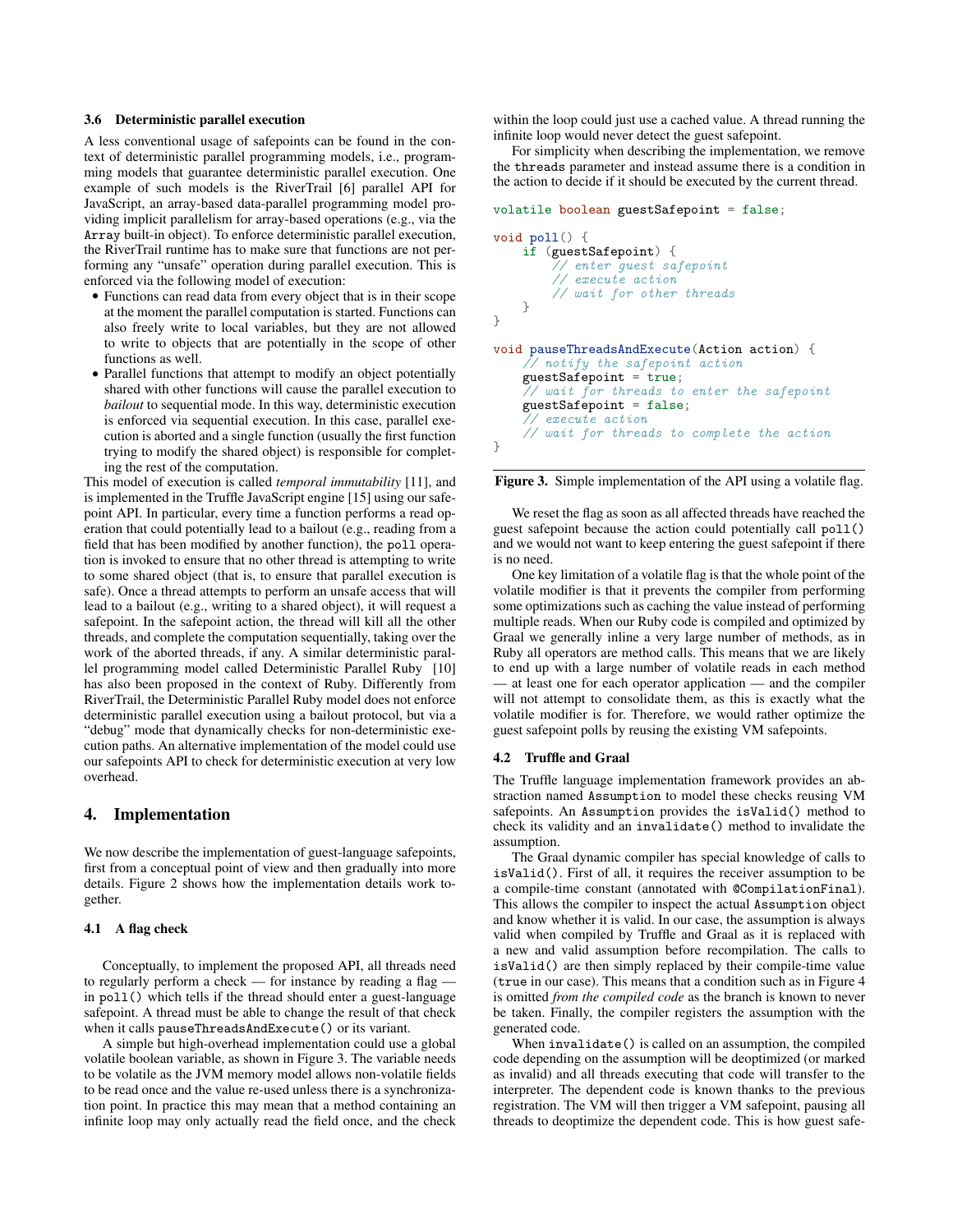### 3.6 Deterministic parallel execution

A less conventional usage of safepoints can be found in the context of deterministic parallel programming models, i.e., programming models that guarantee deterministic parallel execution. One example of such models is the RiverTrail [6] parallel API for JavaScript, an array-based data-parallel programming model providing implicit parallelism for array-based operations (e.g., via the `Array` built-in object). To enforce deterministic parallel execution, the RiverTrail runtime has to make sure that functions are not performing any "unsafe" operation during parallel execution. This is enforced via the following model of execution:

- Functions can read data from every object that is in their scope at the moment the parallel computation is started. Functions can also freely write to local variables, but they are not allowed to write to objects that are potentially in the scope of other functions as well.
- Parallel functions that attempt to modify an object potentially shared with other functions will cause the parallel execution to *bailout* to sequential mode. In this way, deterministic execution is enforced via sequential execution. In this case, parallel execution is aborted and a single function (usually the first function trying to modify the shared object) is responsible for completing the rest of the computation.

This model of execution is called *temporal immutability* [11], and is implemented in the Truffle JavaScript engine [15] using our safepoint API. In particular, every time a function performs a read operation that could potentially lead to a bailout (e.g., reading from a field that has been modified by another function), the `poll` operation is invoked to ensure that no other thread is attempting to write to some shared object (that is, to ensure that parallel execution is safe). Once a thread attempts to perform an unsafe access that will lead to a bailout (e.g., writing to a shared object), it will request a safepoint. In the safepoint action, the thread will kill all the other threads, and complete the computation sequentially, taking over the work of the aborted threads, if any. A similar deterministic parallel programming model called Deterministic Parallel Ruby [10] has also been proposed in the context of Ruby. Differently from RiverTrail, the Deterministic Parallel Ruby model does not enforce deterministic parallel execution using a bailout protocol, but via a "debug" mode that dynamically checks for non-deterministic execution paths. An alternative implementation of the model could use our safepoints API to check for deterministic execution at very low overhead.

## 4. Implementation

We now describe the implementation of guest-language safepoints, first from a conceptual point of view and then gradually into more details. Figure 2 shows how the implementation details work together.

### 4.1 A flag check

Conceptually, to implement the proposed API, all threads need to regularly perform a check — for instance by reading a flag — in `poll()` which tells if the thread should enter a guest-language safepoint. A thread must be able to change the result of that check when it calls `pauseThreadsAndExecute()` or its variant.

A simple but high-overhead implementation could use a global volatile boolean variable, as shown in Figure 3. The variable needs to be volatile as the JVM memory model allows non-volatile fields to be read once and the value re-used unless there is a synchronization point. In practice this may mean that a method containing an infinite loop may only actually read the field once, and the check within the loop could just use a cached value. A thread running the infinite loop would never detect the guest safepoint.

For simplicity when describing the implementation, we remove the `threads` parameter and instead assume there is a condition in the action to decide if it should be executed by the current thread.

```
volatile boolean guestSafepoint = false;

void poll() {
    if (guestSafepoint) {
        // enter guest safepoint
        // execute action
        // wait for other threads
    }
}

void pauseThreadsAndExecute(Action action) {
    // notify the safepoint action
    guestSafepoint = true;
    // wait for threads to enter the safepoint
    guestSafepoint = false;
    // execute action
    // wait for threads to complete the action
}
```

**Figure 3.** Simple implementation of the API using a volatile flag.

We reset the flag as soon as all affected threads have reached the guest safepoint because the action could potentially call `poll()` and we would not want to keep entering the guest safepoint if there is no need.

One key limitation of a volatile flag is that the whole point of the volatile modifier is that it prevents the compiler from performing some optimizations such as caching the value instead of performing multiple reads. When our Ruby code is compiled and optimized by Graal we generally inline a very large number of methods, as in Ruby all operators are method calls. This means that we are likely to end up with a large number of volatile reads in each method — at least one for each operator application — and the compiler will not attempt to consolidate them, as this is exactly what the volatile modifier is for. Therefore, we would rather optimize the guest safepoint polls by reusing the existing VM safepoints.

### 4.2 Truffle and Graal

The Truffle language implementation framework provides an abstraction named `Assumption` to model these checks reusing VM safepoints. An `Assumption` provides the `isValid()` method to check its validity and an `invalidate()` method to invalidate the assumption.

The Graal dynamic compiler has special knowledge of calls to `isValid()`. First of all, it requires the receiver assumption to be a compile-time constant (annotated with `@CompilationFinal`). This allows the compiler to inspect the actual `Assumption` object and know whether it is valid. In our case, the assumption is always valid when compiled by Truffle and Graal as it is replaced with a new and valid assumption before recompilation. The calls to `isValid()` are then simply replaced by their compile-time value (`true` in our case). This means that a condition such as in Figure 4 is omitted *from the compiled code* as the branch is known to never be taken. Finally, the compiler registers the assumption with the generated code.

When `invalidate()` is called on an assumption, the compiled code depending on the assumption will be deoptimized (or marked as invalid) and all threads executing that code will transfer to the interpreter. The dependent code is known thanks to the previous registration. The VM will then trigger a VM safepoint, pausing all threads to deoptimize the dependent code. This is how guest safe-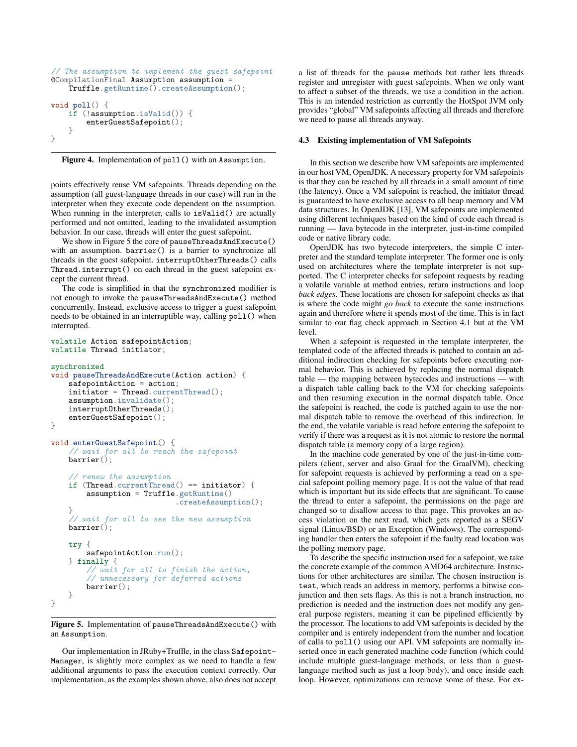```
// The assumption to implement the guest safepoint
@CompilationFinal Assumption assumption =
    Truffle.getRuntime().createAssumption();

void poll() {
    if (!assumption.isValid()) {
        enterGuestSafepoint();
    }
}
```

**Figure 4.** Implementation of `poll()` with an `Assumption`.

points effectively reuse VM safepoints. Threads depending on the assumption (all guest-language threads in our case) will run in the interpreter when they execute code dependent on the assumption. When running in the interpreter, calls to `isValid()` are actually performed and not omitted, leading to the invalidated assumption behavior. In our case, threads will enter the guest safepoint.

We show in Figure 5 the core of `pauseThreadsAndExecute()` with an assumption. `barrier()` is a barrier to synchronize all threads in the guest safepoint. `interruptOtherThreads()` calls `Thread.interrupt()` on each thread in the guest safepoint except the current thread.

The code is simplified in that the `synchronized` modifier is not enough to invoke the `pauseThreadsAndExecute()` method concurrently. Instead, exclusive access to trigger a guest safepoint needs to be obtained in an interruptible way, calling `poll()` when interrupted.

```
volatile Action safepointAction;
volatile Thread initiator;

synchronized
void pauseThreadsAndExecute(Action action) {
    safepointAction = action;
    initiator = Thread.currentThread();
    assumption.invalidate();
    interruptOtherThreads();
    enterGuestSafepoint();
}

void enterGuestSafepoint() {
    // wait for all to reach the safepoint
    barrier();

    // renew the assumption
    if (Thread.currentThread() == initiator) {
        assumption = Truffle.getRuntime()
                            .createAssumption();
    }
    // wait for all to see the new assumption
    barrier();

    try {
        safepointAction.run();
    } finally {
        // wait for all to finish the action,
        // unnecessary for deferred actions
        barrier();
    }
}
```

**Figure 5.** Implementation of `pauseThreadsAndExecute()` with an `Assumption`.

Our implementation in JRuby+Truffle, in the class `SafepointManager`, is slightly more complex as we need to handle a few additional arguments to pass the execution context correctly. Our implementation, as the examples shown above, also does not accept a list of threads for the `pause` methods but rather lets threads register and unregister with guest safepoints. When we only want to affect a subset of the threads, we use a condition in the action. This is an intended restriction as currently the HotSpot JVM only provides "global" VM safepoints affecting all threads and therefore we need to pause all threads anyway.

### 4.3 Existing implementation of VM Safepoints

In this section we describe how VM safepoints are implemented in our host VM, OpenJDK. A necessary property for VM safepoints is that they can be reached by all threads in a small amount of time (the latency). Once a VM safepoint is reached, the initiator thread is guaranteed to have exclusive access to all heap memory and VM data structures. In OpenJDK [13], VM safepoints are implemented using different techniques based on the kind of code each thread is running — Java bytecode in the interpreter, just-in-time compiled code or native library code.

OpenJDK has two bytecode interpreters, the simple C interpreter and the standard template interpreter. The former one is only used on architectures where the template interpreter is not supported. The C interpreter checks for safepoint requests by reading a volatile variable at method entries, return instructions and loop *back edges*. These locations are chosen for safepoint checks as that is where the code might *go back* to execute the same instructions again and therefore where it spends most of the time. This is in fact similar to our flag check approach in Section 4.1 but at the VM level.

When a safepoint is requested in the template interpreter, the templated code of the affected threads is patched to contain an additional indirection checking for safepoints before executing normal behavior. This is achieved by replacing the normal dispatch table — the mapping between bytecodes and instructions — with a dispatch table calling back to the VM for checking safepoints and then resuming execution in the normal dispatch table. Once the safepoint is reached, the code is patched again to use the normal dispatch table to remove the overhead of this indirection. In the end, the volatile variable is read before entering the safepoint to verify if there was a request as it is not atomic to restore the normal dispatch table (a memory copy of a large region).

In the machine code generated by one of the just-in-time compilers (client, server and also Graal for the GraalVM), checking for safepoint requests is achieved by performing a read on a special safepoint polling memory page. It is not the value of that read which is important but its side effects that are significant. To cause the thread to enter a safepoint, the permissions on the page are changed so to disallow access to that page. This provokes an access violation on the next read, which gets reported as a SEGV signal (Linux/BSD) or an Exception (Windows). The corresponding handler then enters the safepoint if the faulty read location was the polling memory page.

To describe the specific instruction used for a safepoint, we take the concrete example of the common AMD64 architecture. Instructions for other architectures are similar. The chosen instruction is `test`, which reads an address in memory, performs a bitwise conjunction and then sets flags. As this is not a branch instruction, no prediction is needed and the instruction does not modify any general purpose registers, meaning it can be pipelined efficiently by the processor. The locations to add VM safepoints is decided by the compiler and is entirely independent from the number and location of calls to `poll()` using our API. VM safepoints are normally inserted once in each generated machine code function (which could include multiple guest-language methods, or less than a guest-language method such as just a loop body), and once inside each loop. However, optimizations can remove some of these. For ex-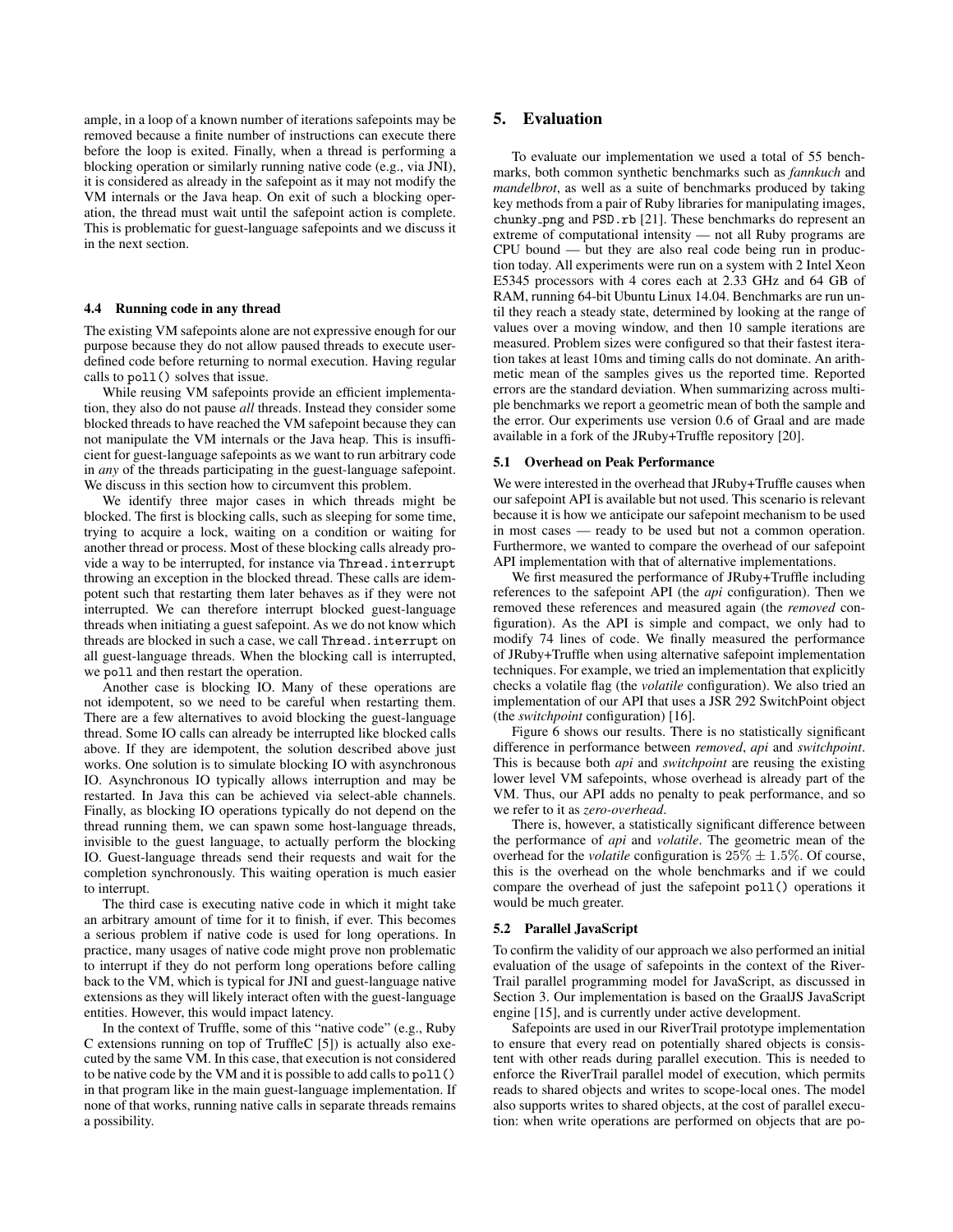ample, in a loop of a known number of iterations safepoints may be removed because a finite number of instructions can execute there before the loop is exited. Finally, when a thread is performing a blocking operation or similarly running native code (e.g., via JNI), it is considered as already in the safepoint as it may not modify the VM internals or the Java heap. On exit of such a blocking operation, the thread must wait until the safepoint action is complete. This is problematic for guest-language safepoints and we discuss it in the next section.

### 4.4 Running code in any thread

The existing VM safepoints alone are not expressive enough for our purpose because they do not allow paused threads to execute user-defined code before returning to normal execution. Having regular calls to `poll()` solves that issue.

While reusing VM safepoints provide an efficient implementation, they also do not pause *all* threads. Instead they consider some blocked threads to have reached the VM safepoint because they can not manipulate the VM internals or the Java heap. This is insufficient for guest-language safepoints as we want to run arbitrary code in *any* of the threads participating in the guest-language safepoint. We discuss in this section how to circumvent this problem.

We identify three major cases in which threads might be blocked. The first is blocking calls, such as sleeping for some time, trying to acquire a lock, waiting on a condition or waiting for another thread or process. Most of these blocking calls already provide a way to be interrupted, for instance via `Thread.interrupt` throwing an exception in the blocked thread. These calls are idempotent such that restarting them later behaves as if they were not interrupted. We can therefore interrupt blocked guest-language threads when initiating a guest safepoint. As we do not know which threads are blocked in such a case, we call `Thread.interrupt` on all guest-language threads. When the blocking call is interrupted, we `poll` and then restart the operation.

Another case is blocking IO. Many of these operations are not idempotent, so we need to be careful when restarting them. There are a few alternatives to avoid blocking the guest-language thread. Some IO calls can already be interrupted like blocked calls above. If they are idempotent, the solution described above just works. One solution is to simulate blocking IO with asynchronous IO. Asynchronous IO typically allows interruption and may be restarted. In Java this can be achieved via select-able channels. Finally, as blocking IO operations typically do not depend on the thread running them, we can spawn some host-language threads, invisible to the guest language, to actually perform the blocking IO. Guest-language threads send their requests and wait for the completion synchronously. This waiting operation is much easier to interrupt.

The third case is executing native code in which it might take an arbitrary amount of time for it to finish, if ever. This becomes a serious problem if native code is used for long operations. In practice, many usages of native code might prove non problematic to interrupt if they do not perform long operations before calling back to the VM, which is typical for JNI and guest-language native extensions as they will likely interact often with the guest-language entities. However, this would impact latency.

In the context of Truffle, some of this "native code" (e.g., Ruby C extensions running on top of TruffleC [5]) is actually also executed by the same VM. In this case, that execution is not considered to be native code by the VM and it is possible to add calls to `poll()` in that program like in the main guest-language implementation. If none of that works, running native calls in separate threads remains a possibility.

## 5. Evaluation

To evaluate our implementation we used a total of 55 benchmarks, both common synthetic benchmarks such as *fannkuch* and *mandelbrot*, as well as a suite of benchmarks produced by taking key methods from a pair of Ruby libraries for manipulating images, `chunky_png` and `PSD.rb` [21]. These benchmarks do represent an extreme of computational intensity — not all Ruby programs are CPU bound — but they are also real code being run in production today. All experiments were run on a system with 2 Intel Xeon E5345 processors with 4 cores each at 2.33 GHz and 64 GB of RAM, running 64-bit Ubuntu Linux 14.04. Benchmarks are run until they reach a steady state, determined by looking at the range of values over a moving window, and then 10 sample iterations are measured. Problem sizes were configured so that their fastest iteration takes at least 10ms and timing calls do not dominate. An arithmetic mean of the samples gives us the reported time. Reported errors are the standard deviation. When summarizing across multiple benchmarks we report a geometric mean of both the sample and the error. Our experiments use version 0.6 of Graal and are made available in a fork of the JRuby+Truffle repository [20].

### 5.1 Overhead on Peak Performance

We were interested in the overhead that JRuby+Truffle causes when our safepoint API is available but not used. This scenario is relevant because it is how we anticipate our safepoint mechanism to be used in most cases — ready to be used but not a common operation. Furthermore, we wanted to compare the overhead of our safepoint API implementation with that of alternative implementations.

We first measured the performance of JRuby+Truffle including references to the safepoint API (the *api* configuration). Then we removed these references and measured again (the *removed* configuration). As the API is simple and compact, we only had to modify 74 lines of code. We finally measured the performance of JRuby+Truffle when using alternative safepoint implementation techniques. For example, we tried an implementation that explicitly checks a volatile flag (the *volatile* configuration). We also tried an implementation of our API that uses a JSR 292 SwitchPoint object (the *switchpoint* configuration) [16].

Figure 6 shows our results. There is no statistically significant difference in performance between *removed*, *api* and *switchpoint*. This is because both *api* and *switchpoint* are reusing the existing lower level VM safepoints, whose overhead is already part of the VM. Thus, our API adds no penalty to peak performance, and so we refer to it as *zero-overhead*.

There is, however, a statistically significant difference between the performance of *api* and *volatile*. The geometric mean of the overhead for the *volatile* configuration is $25\% \pm 1.5\%$. Of course, this is the overhead on the whole benchmarks and if we could compare the overhead of just the safepoint `poll()` operations it would be much greater.

### 5.2 Parallel JavaScript

To confirm the validity of our approach we also performed an initial evaluation of the usage of safepoints in the context of the RiverTrail parallel programming model for JavaScript, as discussed in Section 3. Our implementation is based on the GraalJS JavaScript engine [15], and is currently under active development.

Safepoints are used in our RiverTrail prototype implementation to ensure that every read on potentially shared objects is consistent with other reads during parallel execution. This is needed to enforce the RiverTrail parallel model of execution, which permits reads to shared objects and writes to scope-local ones. The model also supports writes to shared objects, at the cost of parallel execution: when write operations are performed on objects that are po-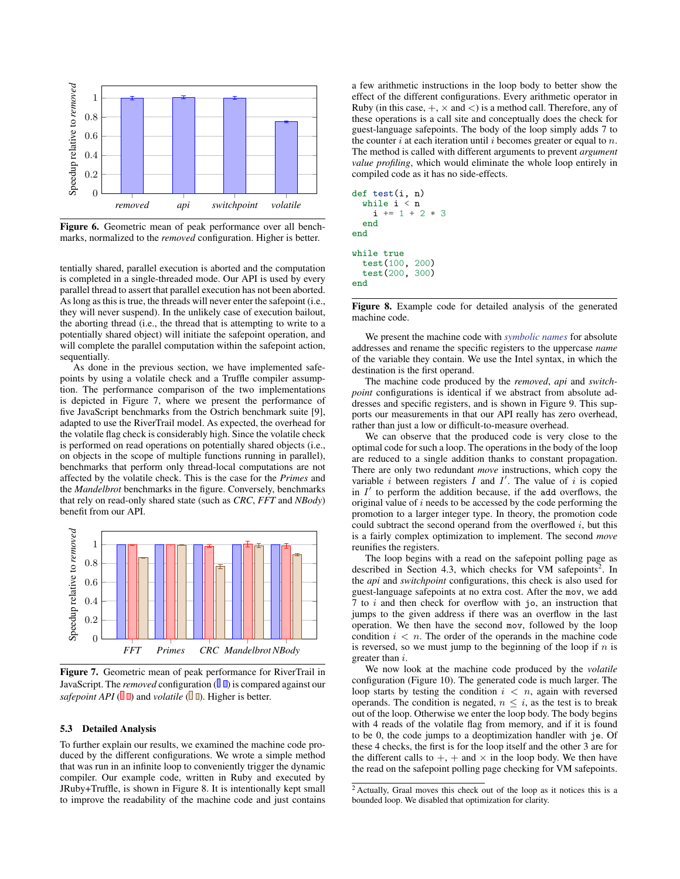Figure 6. Geometric mean of peak performance over all benchmarks, normalized to the *removed* configuration. Higher is better.

tentially shared, parallel execution is aborted and the computation is completed in a single-threaded mode. Our API is used by every parallel thread to assert that parallel execution has not been aborted. As long as this is true, the threads will never enter the safepoint (i.e., they will never suspend). In the unlikely case of execution bailout, the aborting thread (i.e., the thread that is attempting to write to a potentially shared object) will initiate the safepoint operation, and will complete the parallel computation within the safepoint action, sequentially.

As done in the previous section, we have implemented safepoints by using a volatile check and a Truffle compiler assumption. The performance comparison of the two implementations is depicted in Figure 7, where we present the performance of five JavaScript benchmarks from the Ostrich benchmark suite [9], adapted to use the RiverTrail model. As expected, the overhead for the volatile flag check is considerably high. Since the volatile check is performed on read operations on potentially shared objects (i.e., on objects in the scope of multiple functions running in parallel), benchmarks that perform only thread-local computations are not affected by the volatile check. This is the case for the *Primes* and the *Mandelbrot* benchmarks in the figure. Conversely, benchmarks that rely on read-only shared state (such as *CRC*, *FFT* and *NBody*) benefit from our API.

Figure 7. Geometric mean of peak performance for RiverTrail in JavaScript. The *removed* configuration is compared against our *safepoint API* and *volatile*. Higher is better.

### 5.3 Detailed Analysis

To further explain our results, we examined the machine code produced by the different configurations. We wrote a simple method that was run in an infinite loop to conveniently trigger the dynamic compiler. Our example code, written in Ruby and executed by JRuby+Truffle, is shown in Figure 8. It is intentionally kept small to improve the readability of the machine code and just contains a few arithmetic instructions in the loop body to better show the effect of the different configurations. Every arithmetic operator in Ruby (in this case, $+$, $\times$ and $<$) is a method call. Therefore, any of these operations is a call site and conceptually does the check for guest-language safepoints. The body of the loop simply adds 7 to the counter $i$ at each iteration until $i$ becomes greater or equal to $n$. The method is called with different arguments to prevent *argument value profiling*, which would eliminate the whole loop entirely in compiled code as it has no side-effects.

```
def test(i, n)
  while i < n
    i += 1 + 2 * 3
  end
end

while true
  test(100, 200)
  test(200, 300)
end
```

Figure 8. Example code for detailed analysis of the generated machine code.

We present the machine code with symbolic names for absolute addresses and rename the specific registers to the uppercase *name* of the variable they contain. We use the Intel syntax, in which the destination is the first operand.

The machine code produced by the *removed*, *api* and *switchpoint* configurations is identical if we abstract from absolute addresses and specific registers, and is shown in Figure 9. This supports our measurements in that our API really has zero overhead, rather than just a low or difficult-to-measure overhead.

We can observe that the produced code is very close to the optimal code for such a loop. The operations in the body of the loop are reduced to a single addition thanks to constant propagation. There are only two redundant *move* instructions, which copy the variable $i$ between registers $I$ and $I'$. The value of $i$ is copied in $I'$ to perform the addition because, if the `add` overflows, the original value of $i$ needs to be accessed by the code performing the promotion to a larger integer type. In theory, the promotion code could subtract the second operand from the overflowed $i$, but this is a fairly complex optimization to implement. The second *move* reunifies the registers.

The loop begins with a read on the safepoint polling page as described in Section 4.3, which checks for VM safepoints[2]. In the *api* and *switchpoint* configurations, this check is also used for guest-language safepoints at no extra cost. After the `mov`, we `add` 7 to $i$ and then check for overflow with `jo`, an instruction that jumps to the given address if there was an overflow in the last operation. We then have the second `mov`, followed by the loop condition $i < n$. The order of the operands in the machine code is reversed, so we must jump to the beginning of the loop if $n$ is greater than $i$.

We now look at the machine code produced by the *volatile* configuration (Figure 10). The generated code is much larger. The loop starts by testing the condition $i < n$, again with reversed operands. The condition is negated, $n \leq i$, as the test is to break out of the loop. Otherwise we enter the loop body. The body begins with 4 reads of the volatile flag from memory, and if it is found to be 0, the code jumps to a deoptimization handler with `je`. Of these 4 checks, the first is for the loop itself and the other 3 are for the different calls to $+$, $+$ and $\times$ in the loop body. We then have the read on the safepoint polling page checking for VM safepoints.

[2] Actually, Graal moves this check out of the loop as it notices this is a bounded loop. We disabled that optimization for clarity.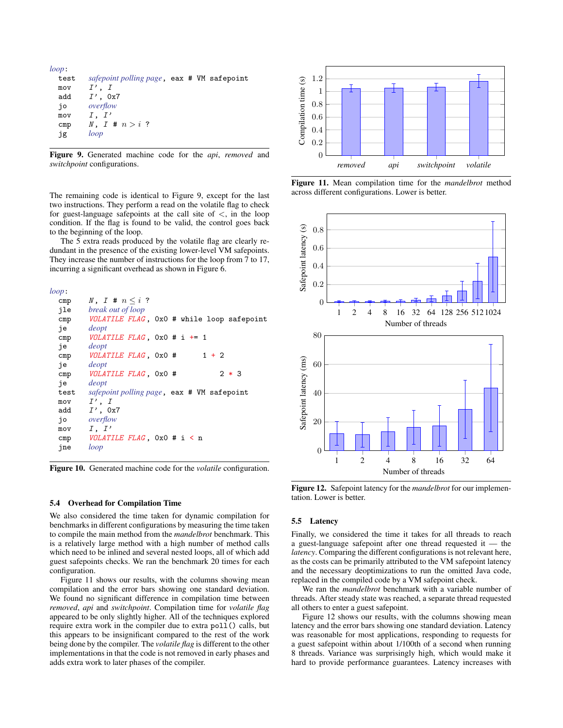```
loop:
  test   safepoint polling page, eax # VM safepoint
  mov    I', I
  add    I', 0x7
  jo     overflow
  mov    I, I'
  cmp    N, I # n > i ?
  jg     loop
```

**Figure 9.** Generated machine code for the *api*, *removed* and *switchpoint* configurations.

The remaining code is identical to Figure 9, except for the last two instructions. They perform a read on the volatile flag to check for guest-language safepoints at the call site of <, in the loop condition. If the flag is found to be valid, the control goes back to the beginning of the loop.

The 5 extra reads produced by the volatile flag are clearly redundant in the presence of the existing lower-level VM safepoints. They increase the number of instructions for the loop from 7 to 17, incurring a significant overhead as shown in Figure 6.

```
loop:
  cmp    N, I # n ≤ i ?
  jle    break out of loop
  cmp    VOLATILE FLAG, 0x0 # while loop safepoint
  je     deopt
  cmp    VOLATILE FLAG, 0x0 # i += 1
  je     deopt
  cmp    VOLATILE FLAG, 0x0 #      1 + 2
  je     deopt
  cmp    VOLATILE FLAG, 0x0 #          2 * 3
  je     deopt
  test   safepoint polling page, eax # VM safepoint
  mov    I', I
  add    I', 0x7
  jo     overflow
  mov    I, I'
  cmp    VOLATILE FLAG, 0x0 # i < n
  jne    loop
```

**Figure 10.** Generated machine code for the *volatile* configuration.

### 5.4 Overhead for Compilation Time

We also considered the time taken for dynamic compilation for benchmarks in different configurations by measuring the time taken to compile the main method from the *mandelbrot* benchmark. This is a relatively large method with a high number of method calls which need to be inlined and several nested loops, all of which add guest safepoints checks. We ran the benchmark 20 times for each configuration.

Figure 11 shows our results, with the columns showing mean compilation and the error bars showing one standard deviation. We found no significant difference in compilation time between *removed*, *api* and *switchpoint*. Compilation time for *volatile flag* appeared to be only slightly higher. All of the techniques explored require extra work in the compiler due to extra `poll()` calls, but this appears to be insignificant compared to the rest of the work being done by the compiler. The *volatile flag* is different to the other implementations in that the code is not removed in early phases and adds extra work to later phases of the compiler.

**Figure 11.** Mean compilation time for the *mandelbrot* method across different configurations. Lower is better.

**Figure 12.** Safepoint latency for the *mandelbrot* for our implementation. Lower is better.

### 5.5 Latency

Finally, we considered the time it takes for all threads to reach a guest-language safepoint after one thread requested it — the *latency*. Comparing the different configurations is not relevant here, as the costs can be primarily attributed to the VM safepoint latency and the necessary deoptimizations to run the omitted Java code, replaced in the compiled code by a VM safepoint check.

We ran the *mandelbrot* benchmark with a variable number of threads. After steady state was reached, a separate thread requested all others to enter a guest safepoint.

Figure 12 shows our results, with the columns showing mean latency and the error bars showing one standard deviation. Latency was reasonable for most applications, responding to requests for a guest safepoint within about 1/100th of a second when running 8 threads. Variance was surprisingly high, which would make it hard to provide performance guarantees. Latency increases with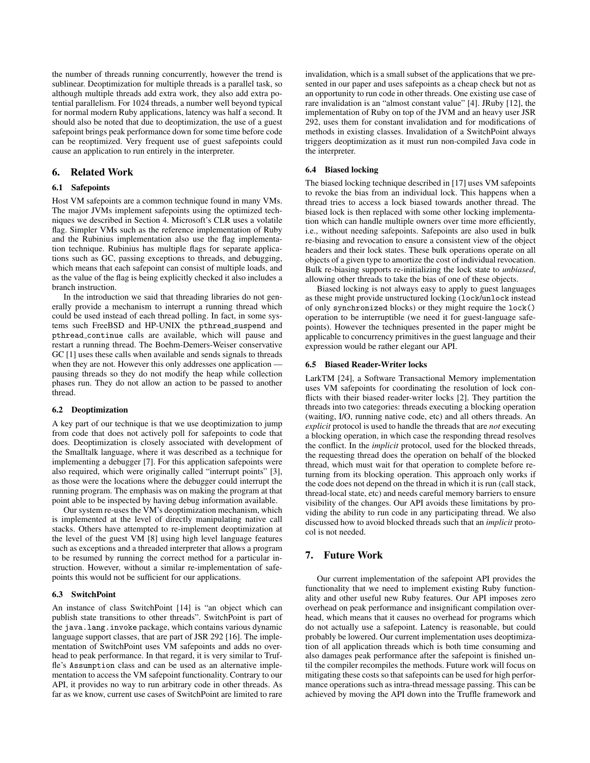the number of threads running concurrently, however the trend is sublinear. Deoptimization for multiple threads is a parallel task, so although multiple threads add extra work, they also add extra potential parallelism. For 1024 threads, a number well beyond typical for normal modern Ruby applications, latency was half a second. It should also be noted that due to deoptimization, the use of a guest safepoint brings peak performance down for some time before code can be reoptimized. Very frequent use of guest safepoints could cause an application to run entirely in the interpreter.

## 6. Related Work

### 6.1 Safepoints

Host VM safepoints are a common technique found in many VMs. The major JVMs implement safepoints using the optimized techniques we described in Section 4. Microsoft's CLR uses a volatile flag. Simpler VMs such as the reference implementation of Ruby and the Rubinius implementation also use the flag implementation technique. Rubinius has multiple flags for separate applications such as GC, passing exceptions to threads, and debugging, which means that each safepoint can consist of multiple loads, and as the value of the flag is being explicitly checked it also includes a branch instruction.

In the introduction we said that threading libraries do not generally provide a mechanism to interrupt a running thread which could be used instead of each thread polling. In fact, in some systems such FreeBSD and HP-UNIX the `pthread_suspend` and `pthread_continue` calls are available, which will pause and restart a running thread. The Boehm-Demers-Weiser conservative GC [1] uses these calls when available and sends signals to threads when they are not. However this only addresses one application — pausing threads so they do not modify the heap while collection phases run. They do not allow an action to be passed to another thread.

### 6.2 Deoptimization

A key part of our technique is that we use deoptimization to jump from code that does not actively poll for safepoints to code that does. Deoptimization is closely associated with development of the Smalltalk language, where it was described as a technique for implementing a debugger [7]. For this application safepoints were also required, which were originally called "interrupt points" [3], as those were the locations where the debugger could interrupt the running program. The emphasis was on making the program at that point able to be inspected by having debug information available.

Our system re-uses the VM's deoptimization mechanism, which is implemented at the level of directly manipulating native call stacks. Others have attempted to re-implement deoptimization at the level of the guest VM [8] using high level language features such as exceptions and a threaded interpreter that allows a program to be resumed by running the correct method for a particular instruction. However, without a similar re-implementation of safepoints this would not be sufficient for our applications.

### 6.3 SwitchPoint

An instance of class SwitchPoint [14] is "an object which can publish state transitions to other threads". SwitchPoint is part of the `java.lang.invoke` package, which contains various dynamic language support classes, that are part of JSR 292 [16]. The implementation of SwitchPoint uses VM safepoints and adds no overhead to peak performance. In that regard, it is very similar to Truffle's `Assumption` class and can be used as an alternative implementation to access the VM safepoint functionality. Contrary to our API, it provides no way to run arbitrary code in other threads. As far as we know, current use cases of SwitchPoint are limited to rare invalidation, which is a small subset of the applications that we presented in our paper and uses safepoints as a cheap check but not as an opportunity to run code in other threads. One existing use case of rare invalidation is an "almost constant value" [4]. JRuby [12], the implementation of Ruby on top of the JVM and an heavy user JSR 292, uses them for constant invalidation and for modifications of methods in existing classes. Invalidation of a SwitchPoint always triggers deoptimization as it must run non-compiled Java code in the interpreter.

### 6.4 Biased locking

The biased locking technique described in [17] uses VM safepoints to revoke the bias from an individual lock. This happens when a thread tries to access a lock biased towards another thread. The biased lock is then replaced with some other locking implementation which can handle multiple owners over time more efficiently, i.e., without needing safepoints. Safepoints are also used in bulk re-biasing and revocation to ensure a consistent view of the object headers and their lock states. These bulk operations operate on all objects of a given type to amortize the cost of individual revocation. Bulk re-biasing supports re-initializing the lock state to *unbiased*, allowing other threads to take the bias of one of these objects.

Biased locking is not always easy to apply to guest languages as these might provide unstructured locking (`lock`/`unlock` instead of only `synchronized` blocks) or they might require the `lock()` operation to be interruptible (we need it for guest-language safepoints). However the techniques presented in the paper might be applicable to concurrency primitives in the guest language and their expression would be rather elegant our API.

### 6.5 Biased Reader-Writer locks

LarkTM [24], a Software Transactional Memory implementation uses VM safepoints for coordinating the resolution of lock conflicts with their biased reader-writer locks [2]. They partition the threads into two categories: threads executing a blocking operation (waiting, I/O, running native code, etc) and all others threads. An *explicit* protocol is used to handle the threads that are *not* executing a blocking operation, in which case the responding thread resolves the conflict. In the *implicit* protocol, used for the blocked threads, the requesting thread does the operation on behalf of the blocked thread, which must wait for that operation to complete before returning from its blocking operation. This approach only works if the code does not depend on the thread in which it is run (call stack, thread-local state, etc) and needs careful memory barriers to ensure visibility of the changes. Our API avoids these limitations by providing the ability to run code in any participating thread. We also discussed how to avoid blocked threads such that an *implicit* protocol is not needed.

## 7. Future Work

Our current implementation of the safepoint API provides the functionality that we need to implement existing Ruby functionality and other useful new Ruby features. Our API imposes zero overhead on peak performance and insignificant compilation overhead, which means that it causes no overhead for programs which do not actually use a safepoint. Latency is reasonable, but could probably be lowered. Our current implementation uses deoptimization of all application threads which is both time consuming and also damages peak performance after the safepoint is finished until the compiler recompiles the methods. Future work will focus on mitigating these costs so that safepoints can be used for high performance operations such as intra-thread message passing. This can be achieved by moving the API down into the Truffle framework and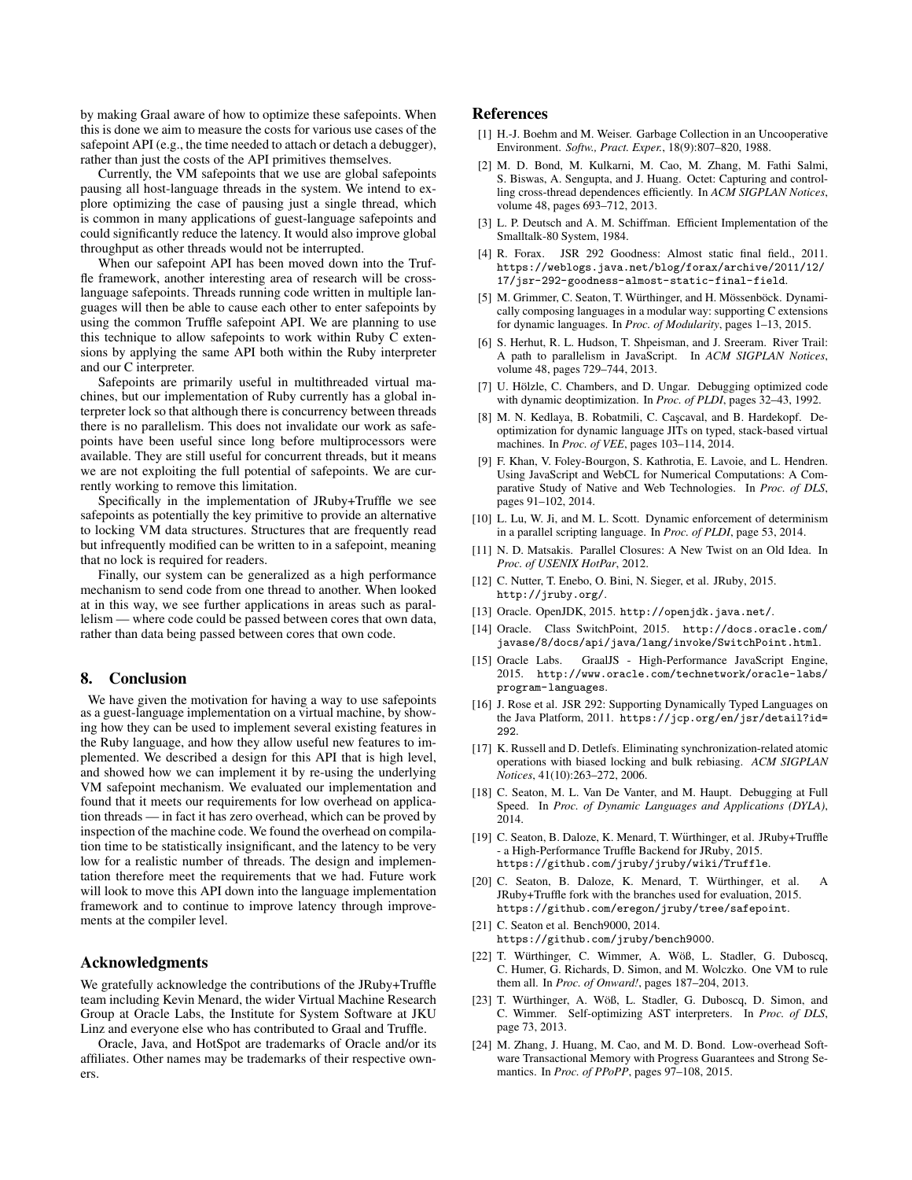by making Graal aware of how to optimize these safepoints. When this is done we aim to measure the costs for various use cases of the safepoint API (e.g., the time needed to attach or detach a debugger), rather than just the costs of the API primitives themselves.

Currently, the VM safepoints that we use are global safepoints pausing all host-language threads in the system. We intend to explore optimizing the case of pausing just a single thread, which is common in many applications of guest-language safepoints and could significantly reduce the latency. It would also improve global throughput as other threads would not be interrupted.

When our safepoint API has been moved down into the Truffle framework, another interesting area of research will be cross-language safepoints. Threads running code written in multiple languages will then be able to cause each other to enter safepoints by using the common Truffle safepoint API. We are planning to use this technique to allow safepoints to work within Ruby C extensions by applying the same API both within the Ruby interpreter and our C interpreter.

Safepoints are primarily useful in multithreaded virtual machines, but our implementation of Ruby currently has a global interpreter lock so that although there is concurrency between threads there is no parallelism. This does not invalidate our work as safepoints have been useful since long before multiprocessors were available. They are still useful for concurrent threads, but it means we are not exploiting the full potential of safepoints. We are currently working to remove this limitation.

Specifically in the implementation of JRuby+Truffle we see safepoints as potentially the key primitive to provide an alternative to locking VM data structures. Structures that are frequently read but infrequently modified can be written to in a safepoint, meaning that no lock is required for readers.

Finally, our system can be generalized as a high performance mechanism to send code from one thread to another. When looked at in this way, we see further applications in areas such as parallelism — where code could be passed between cores that own data, rather than data being passed between cores that own code.

## 8. Conclusion

We have given the motivation for having a way to use safepoints as a guest-language implementation on a virtual machine, by showing how they can be used to implement several existing features in the Ruby language, and how they allow useful new features to implemented. We described a design for this API that is high level, and showed how we can implement it by re-using the underlying VM safepoint mechanism. We evaluated our implementation and found that it meets our requirements for low overhead on application threads — in fact it has zero overhead, which can be proved by inspection of the machine code. We found the overhead on compilation time to be statistically insignificant, and the latency to be very low for a realistic number of threads. The design and implementation therefore meet the requirements that we had. Future work will look to move this API down into the language implementation framework and to continue to improve latency through improvements at the compiler level.

## Acknowledgments

We gratefully acknowledge the contributions of the JRuby+Truffle team including Kevin Menard, the wider Virtual Machine Research Group at Oracle Labs, the Institute for System Software at JKU Linz and everyone else who has contributed to Graal and Truffle.

Oracle, Java, and HotSpot are trademarks of Oracle and/or its affiliates. Other names may be trademarks of their respective owners.

## References

[1] H.-J. Boehm and M. Weiser. Garbage Collection in an Uncooperative Environment. *Softw., Pract. Exper.*, 18(9):807–820, 1988.

[2] M. D. Bond, M. Kulkarni, M. Cao, M. Zhang, M. Fathi Salmi, S. Biswas, A. Sengupta, and J. Huang. Octet: Capturing and controlling cross-thread dependences efficiently. In *ACM SIGPLAN Notices*, volume 48, pages 693–712, 2013.

[3] L. P. Deutsch and A. M. Schiffman. Efficient Implementation of the Smalltalk-80 System, 1984.

[4] R. Forax. JSR 292 Goodness: Almost static final field., 2011. `https://weblogs.java.net/blog/forax/archive/2011/12/17/jsr-292-goodness-almost-static-final-field`.

[5] M. Grimmer, C. Seaton, T. Würthinger, and H. Mössenböck. Dynamically composing languages in a modular way: supporting C extensions for dynamic languages. In *Proc. of Modularity*, pages 1–13, 2015.

[6] S. Herhut, R. L. Hudson, T. Shpeisman, and J. Sreeram. River Trail: A path to parallelism in JavaScript. In *ACM SIGPLAN Notices*, volume 48, pages 729–744, 2013.

[7] U. Hölzle, C. Chambers, and D. Ungar. Debugging optimized code with dynamic deoptimization. In *Proc. of PLDI*, pages 32–43, 1992.

[8] M. N. Kedlaya, B. Robatmili, C. Caşcaval, and B. Hardekopf. Deoptimization for dynamic language JITs on typed, stack-based virtual machines. In *Proc. of VEE*, pages 103–114, 2014.

[9] F. Khan, V. Foley-Bourgon, S. Kathrotia, E. Lavoie, and L. Hendren. Using JavaScript and WebCL for Numerical Computations: A Comparative Study of Native and Web Technologies. In *Proc. of DLS*, pages 91–102, 2014.

[10] L. Lu, W. Ji, and M. L. Scott. Dynamic enforcement of determinism in a parallel scripting language. In *Proc. of PLDI*, page 53, 2014.

[11] N. D. Matsakis. Parallel Closures: A New Twist on an Old Idea. In *Proc. of USENIX HotPar*, 2012.

[12] C. Nutter, T. Enebo, O. Bini, N. Sieger, et al. JRuby, 2015. `http://jruby.org/`.

[13] Oracle. OpenJDK, 2015. `http://openjdk.java.net/`.

[14] Oracle. Class SwitchPoint, 2015. `http://docs.oracle.com/javase/8/docs/api/java/lang/invoke/SwitchPoint.html`.

[15] Oracle Labs. GraalJS - High-Performance JavaScript Engine, 2015. `http://www.oracle.com/technetwork/oracle-labs/program-languages`.

[16] J. Rose et al. JSR 292: Supporting Dynamically Typed Languages on the Java Platform, 2011. `https://jcp.org/en/jsr/detail?id=292`.

[17] K. Russell and D. Detlefs. Eliminating synchronization-related atomic operations with biased locking and bulk rebiasing. *ACM SIGPLAN Notices*, 41(10):263–272, 2006.

[18] C. Seaton, M. L. Van De Vanter, and M. Haupt. Debugging at Full Speed. In *Proc. of Dynamic Languages and Applications (DYLA)*, 2014.

[19] C. Seaton, B. Daloze, K. Menard, T. Würthinger, et al. JRuby+Truffle - a High-Performance Truffle Backend for JRuby, 2015. `https://github.com/jruby/jruby/wiki/Truffle`.

[20] C. Seaton, B. Daloze, K. Menard, T. Würthinger, et al. A JRuby+Truffle fork with the branches used for evaluation, 2015. `https://github.com/eregon/jruby/tree/safepoint`.

[21] C. Seaton et al. Bench9000, 2014. `https://github.com/jruby/bench9000`.

[22] T. Würthinger, C. Wimmer, A. Wöß, L. Stadler, G. Duboscq, C. Humer, G. Richards, D. Simon, and M. Wolczko. One VM to rule them all. In *Proc. of Onward!*, pages 187–204, 2013.

[23] T. Würthinger, A. Wöß, L. Stadler, G. Duboscq, D. Simon, and C. Wimmer. Self-optimizing AST interpreters. In *Proc. of DLS*, page 73, 2013.

[24] M. Zhang, J. Huang, M. Cao, and M. D. Bond. Low-overhead Software Transactional Memory with Progress Guarantees and Strong Semantics. In *Proc. of PPoPP*, pages 97–108, 2015.